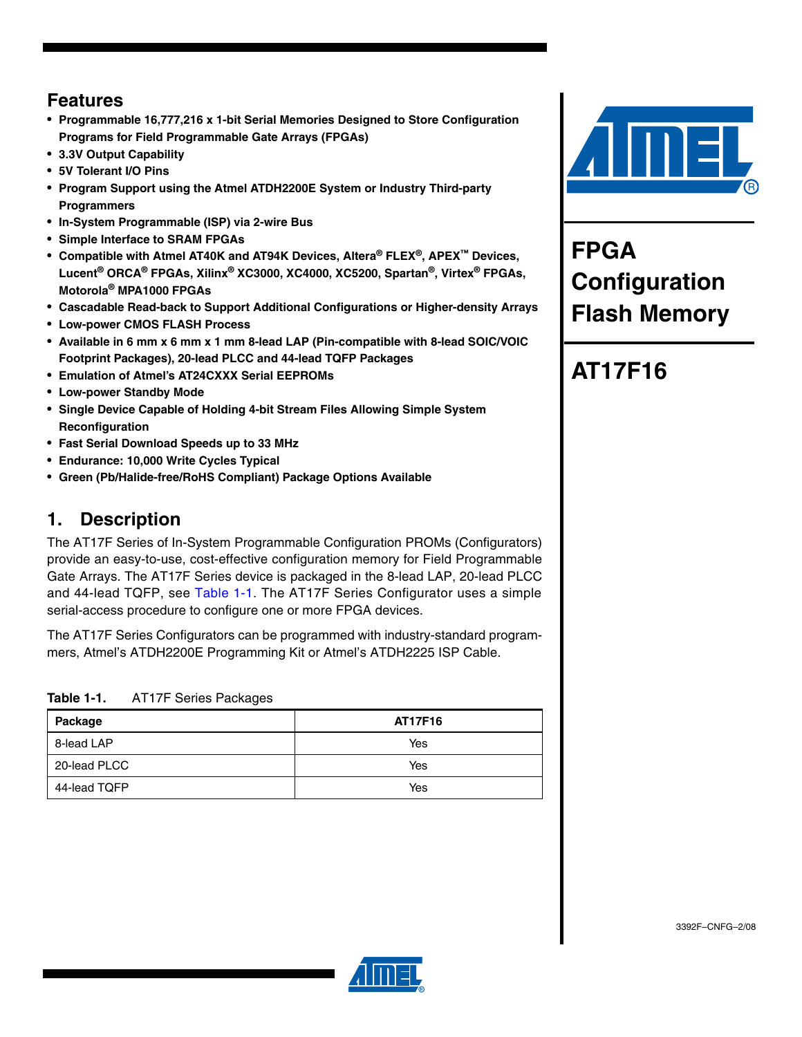## Features

- **Programmable 16,777,216 x 1-bit Serial Memories Designed to Store Configuration Programs for Field Programmable Gate Arrays (FPGAs)**
- **3.3V Output Capability**
- **5V Tolerant I/O Pins**
- **Program Support using the Atmel ATDH2200E System or Industry Third-party Programmers**
- **In-System Programmable (ISP) via 2-wire Bus**
- **Simple Interface to SRAM FPGAs**
- **Compatible with Atmel AT40K and AT94K Devices, Altera® FLEX®, APEX™ Devices, Lucent® ORCA® FPGAs, Xilinx® XC3000, XC4000, XC5200, Spartan®, Virtex® FPGAs, Motorola® MPA1000 FPGAs**
- **Cascadable Read-back to Support Additional Configurations or Higher-density Arrays**
- **Low-power CMOS FLASH Process**
- **Available in 6 mm x 6 mm x 1 mm 8-lead LAP (Pin-compatible with 8-lead SOIC/VOIC Footprint Packages), 20-lead PLCC and 44-lead TQFP Packages**
- **Emulation of Atmel's AT24CXXX Serial EEPROMs**
- **Low-power Standby Mode**
- **Single Device Capable of Holding 4-bit Stream Files Allowing Simple System Reconfiguration**
- **Fast Serial Download Speeds up to 33 MHz**
- **Endurance: 10,000 Write Cycles Typical**
- **Green (Pb/Halide-free/RoHS Compliant) Package Options Available**

# FPGA Configuration Flash Memory

# AT17F16

## 1. Description

The AT17F Series of In-System Programmable Configuration PROMs (Configurators) provide an easy-to-use, cost-effective configuration memory for Field Programmable Gate Arrays. The AT17F Series device is packaged in the 8-lead LAP, 20-lead PLCC and 44-lead TQFP, see Table 1-1. The AT17F Series Configurator uses a simple serial-access procedure to configure one or more FPGA devices.

The AT17F Series Configurators can be programmed with industry-standard programmers, Atmel's ATDH2200E Programming Kit or Atmel's ATDH2225 ISP Cable.

**Table 1-1.** AT17F Series Packages

| Package | AT17F16 |
|---|---|
| 8-lead LAP | Yes |
| 20-lead PLCC | Yes |
| 44-lead TQFP | Yes |

3392F–CNFG–2/08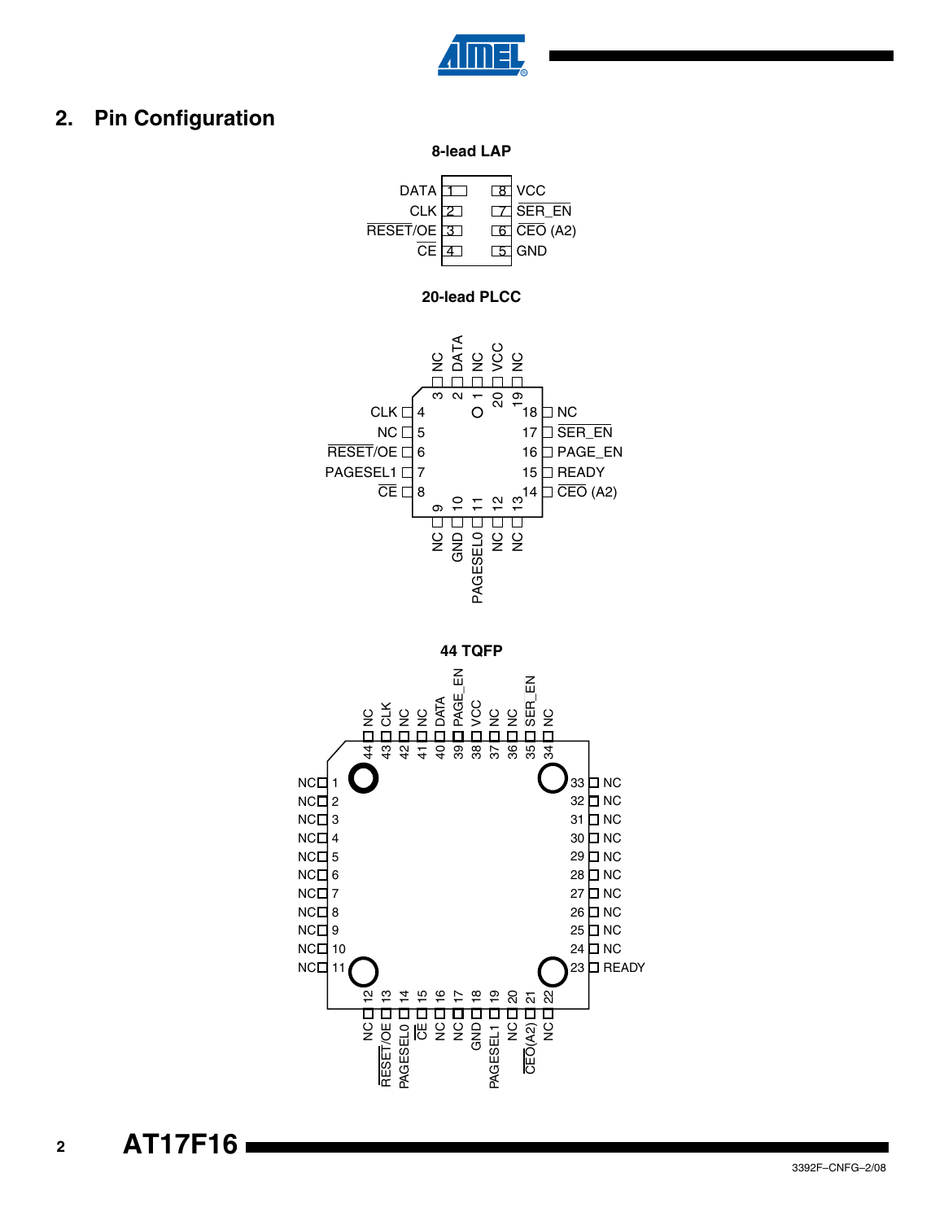## 2. Pin Configuration

**8-lead LAP**

| Pin | Name | Pin | Name |
|---|---|---|---|
| 1 | DATA | 8 | VCC |
| 2 | CLK | 7 | SER_EN |
| 3 | RESET/OE | 6 | CEO (A2) |
| 4 | CE | 5 | GND |

**20-lead PLCC**

| Pin | Name |
|---|---|
| 1 | NC |
| 2 | DATA |
| 3 | NC |
| 4 | CLK |
| 5 | NC |
| 6 | RESET/OE |
| 7 | PAGESEL1 |
| 8 | CE |
| 9 | NC |
| 10 | GND |
| 11 | PAGESEL0 |
| 12 | NC |
| 13 | NC |
| 14 | CEO (A2) |
| 15 | READY |
| 16 | PAGE_EN |
| 17 | SER_EN |
| 18 | NC |
| 19 | NC |
| 20 | VCC |

**44 TQFP**

| Pin | Name | Pin | Name |
|---|---|---|---|
| 1 | NC | 23 | READY |
| 2 | NC | 24 | NC |
| 3 | NC | 25 | NC |
| 4 | NC | 26 | NC |
| 5 | NC | 27 | NC |
| 6 | NC | 28 | NC |
| 7 | NC | 29 | NC |
| 8 | NC | 30 | NC |
| 9 | NC | 31 | NC |
| 10 | NC | 32 | NC |
| 11 | NC | 33 | NC |
| 12 | NC | 34 | NC |
| 13 | RESET/OE | 35 | SER_EN |
| 14 | PAGESEL0 | 36 | NC |
| 15 | CE | 37 | NC |
| 16 | NC | 38 | VCC |
| 17 | NC | 39 | PAGE_EN |
| 18 | GND | 40 | DATA |
| 19 | PAGESEL1 | 41 | NC |
| 20 | NC | 42 | NC |
| 21 | CEO(A2) | 43 | CLK |
| 22 | NC | 44 | NC |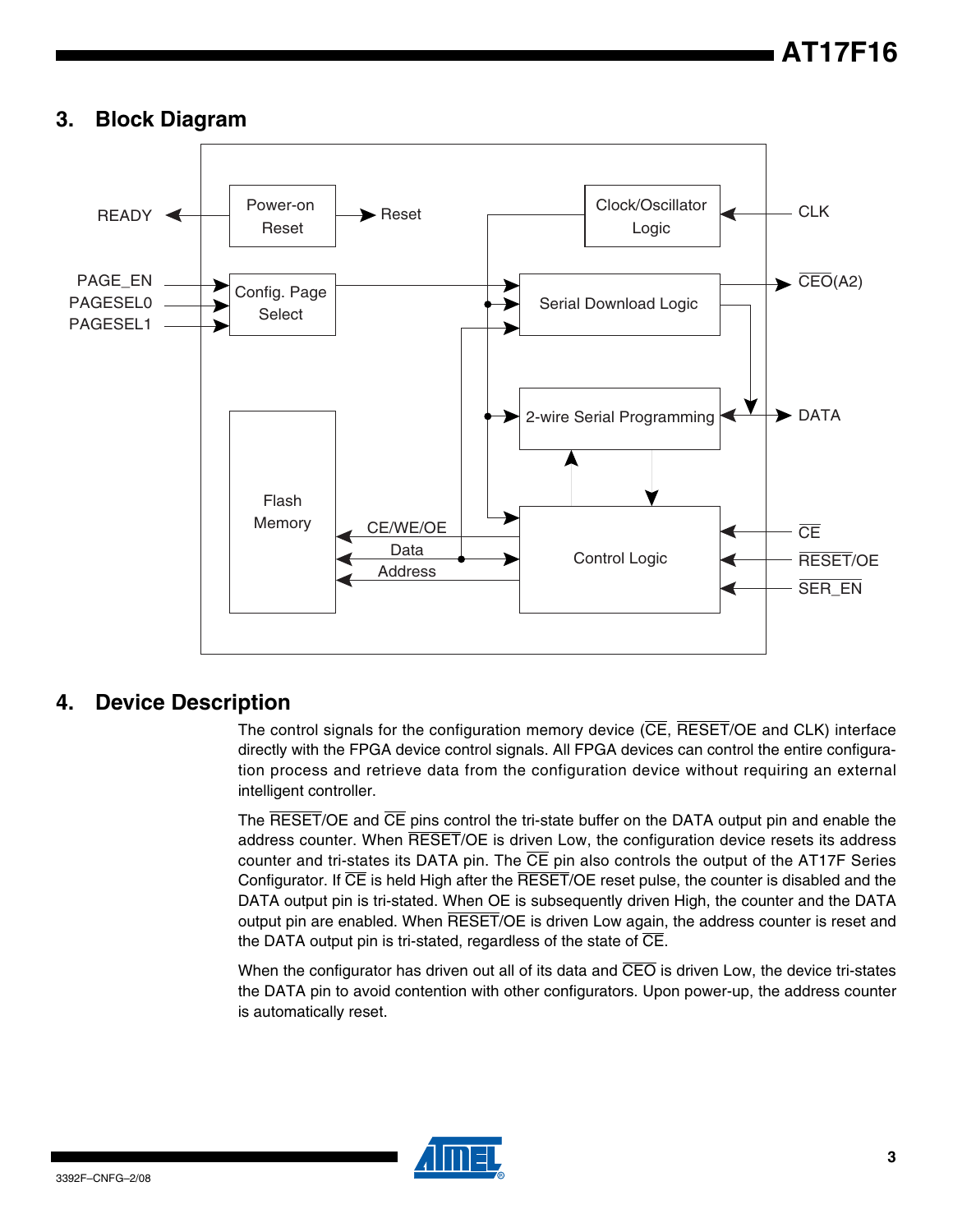## 3. Block Diagram

## 4. Device Description

The control signals for the configuration memory device ($\overline{\text{CE}}$, $\overline{\text{RESET}}$/OE and CLK) interface directly with the FPGA device control signals. All FPGA devices can control the entire configuration process and retrieve data from the configuration device without requiring an external intelligent controller.

The $\overline{\text{RESET}}$/OE and $\overline{\text{CE}}$ pins control the tri-state buffer on the DATA output pin and enable the address counter. When $\overline{\text{RESET}}$/OE is driven Low, the configuration device resets its address counter and tri-states its DATA pin. The $\overline{\text{CE}}$ pin also controls the output of the AT17F Series Configurator. If $\overline{\text{CE}}$ is held High after the $\overline{\text{RESET}}$/OE reset pulse, the counter is disabled and the DATA output pin is tri-stated. When OE is subsequently driven High, the counter and the DATA output pin are enabled. When $\overline{\text{RESET}}$/OE is driven Low again, the address counter is reset and the DATA output pin is tri-stated, regardless of the state of $\overline{\text{CE}}$.

When the configurator has driven out all of its data and $\overline{\text{CEO}}$ is driven Low, the device tri-states the DATA pin to avoid contention with other configurators. Upon power-up, the address counter is automatically reset.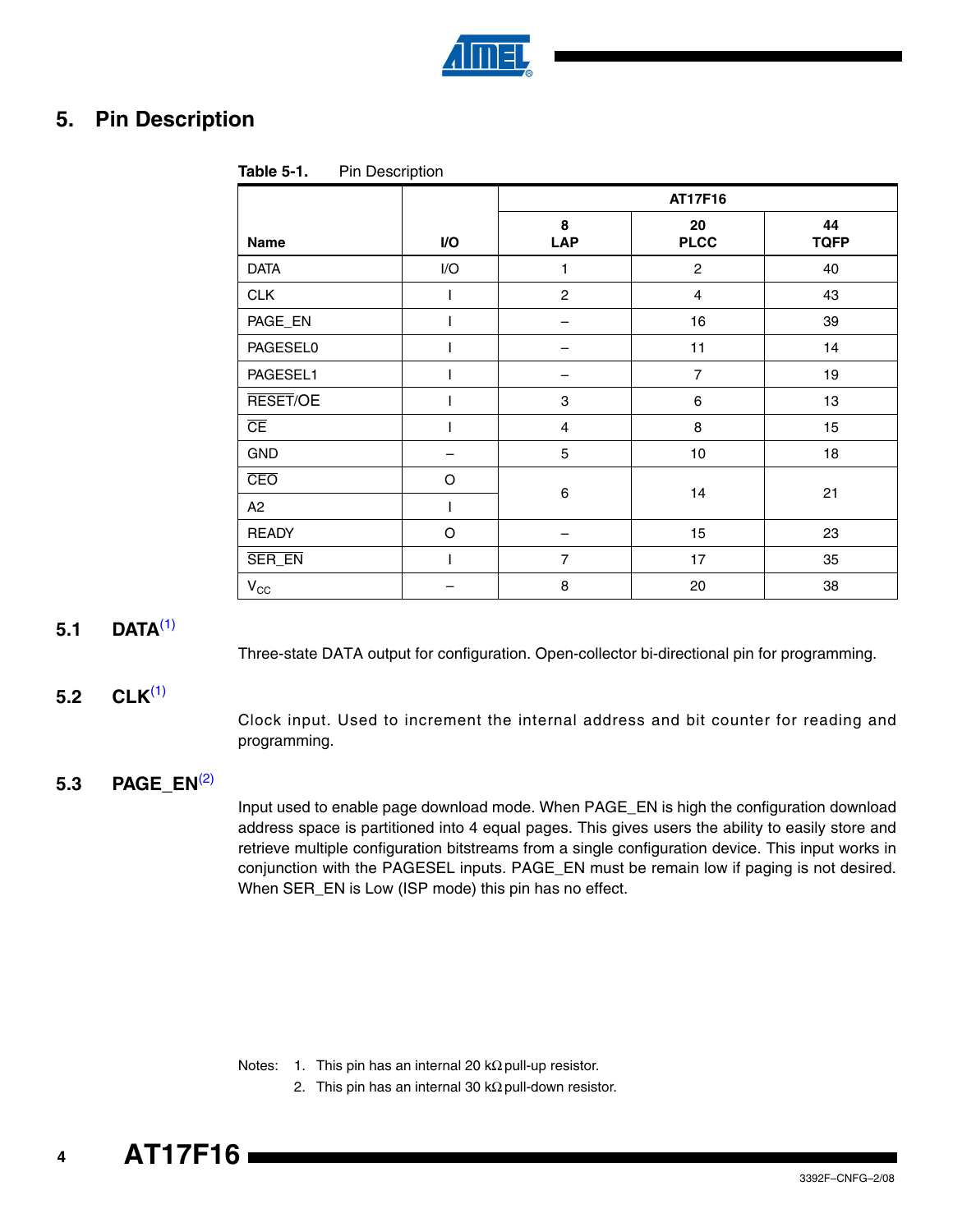## 5. Pin Description

**Table 5-1.** Pin Description

| Name | I/O | AT17F16 | | |
|---|---|---|---|---|
| | | 8 LAP | 20 PLCC | 44 TQFP |
| DATA | I/O | 1 | 2 | 40 |
| CLK | I | 2 | 4 | 43 |
| PAGE_EN | I | – | 16 | 39 |
| PAGESEL0 | I | – | 11 | 14 |
| PAGESEL1 | I | – | 7 | 19 |
| $\overline{\text{RESET}}$/OE | I | 3 | 6 | 13 |
| $\overline{\text{CE}}$ | I | 4 | 8 | 15 |
| GND | – | 5 | 10 | 18 |
| $\overline{\text{CEO}}$ | O | 6 | 14 | 21 |
| A2 | I | 6 | 14 | 21 |
| READY | O | – | 15 | 23 |
| $\overline{\text{SER\_EN}}$ | I | 7 | 17 | 35 |
| $V_{CC}$ | – | 8 | 20 | 38 |

### 5.1 DATA[1]

Three-state DATA output for configuration. Open-collector bi-directional pin for programming.

### 5.2 CLK[1]

Clock input. Used to increment the internal address and bit counter for reading and programming.

### 5.3 PAGE_EN[2]

Input used to enable page download mode. When PAGE_EN is high the configuration download address space is partitioned into 4 equal pages. This gives users the ability to easily store and retrieve multiple configuration bitstreams from a single configuration device. This input works in conjunction with the PAGESEL inputs. PAGE_EN must be remain low if paging is not desired. When SER_EN is Low (ISP mode) this pin has no effect.

Notes: 1. This pin has an internal 20 kΩ pull-up resistor.
2. This pin has an internal 30 kΩ pull-down resistor.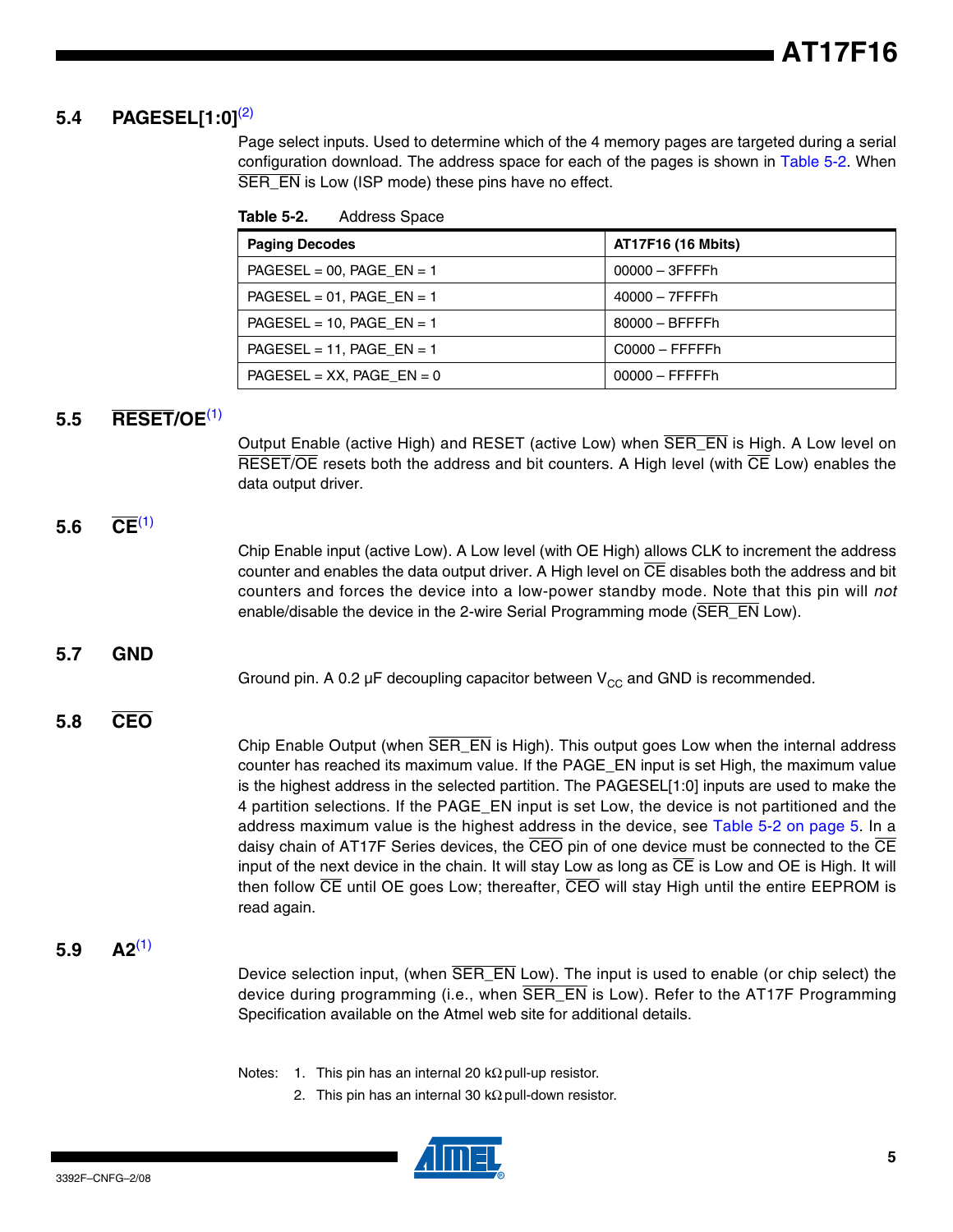### 5.4 PAGESEL[1:0][2]

Page select inputs. Used to determine which of the 4 memory pages are targeted during a serial configuration download. The address space for each of the pages is shown in Table 5-2. When SER_EN is Low (ISP mode) these pins have no effect.

**Table 5-2.** Address Space

| Paging Decodes | AT17F16 (16 Mbits) |
|---|---|
| PAGESEL = 00, PAGE_EN = 1 | 00000 – 3FFFFh |
| PAGESEL = 01, PAGE_EN = 1 | 40000 – 7FFFFh |
| PAGESEL = 10, PAGE_EN = 1 | 80000 – BFFFFh |
| PAGESEL = 11, PAGE_EN = 1 | C0000 – FFFFFh |
| PAGESEL = XX, PAGE_EN = 0 | 00000 – FFFFFh |

### 5.5 RESET/OE[1]

Output Enable (active High) and RESET (active Low) when SER_EN is High. A Low level on RESET/OE resets both the address and bit counters. A High level (with CE Low) enables the data output driver.

### 5.6 CE[1]

Chip Enable input (active Low). A Low level (with OE High) allows CLK to increment the address counter and enables the data output driver. A High level on CE disables both the address and bit counters and forces the device into a low-power standby mode. Note that this pin will *not* enable/disable the device in the 2-wire Serial Programming mode (SER_EN Low).

### 5.7 GND

Ground pin. A 0.2 µF decoupling capacitor between $V_{CC}$ and GND is recommended.

### 5.8 CEO

Chip Enable Output (when SER_EN is High). This output goes Low when the internal address counter has reached its maximum value. If the PAGE_EN input is set High, the maximum value is the highest address in the selected partition. The PAGESEL[1:0] inputs are used to make the 4 partition selections. If the PAGE_EN input is set Low, the device is not partitioned and the address maximum value is the highest address in the device, see Table 5-2 on page 5. In a daisy chain of AT17F Series devices, the CEO pin of one device must be connected to the CE input of the next device in the chain. It will stay Low as long as CE is Low and OE is High. It will then follow CE until OE goes Low; thereafter, CEO will stay High until the entire EEPROM is read again.

### 5.9 A2[1]

Device selection input, (when SER_EN Low). The input is used to enable (or chip select) the device during programming (i.e., when SER_EN is Low). Refer to the AT17F Programming Specification available on the Atmel web site for additional details.

Notes: 1. This pin has an internal 20 kΩ pull-up resistor.
2. This pin has an internal 30 kΩ pull-down resistor.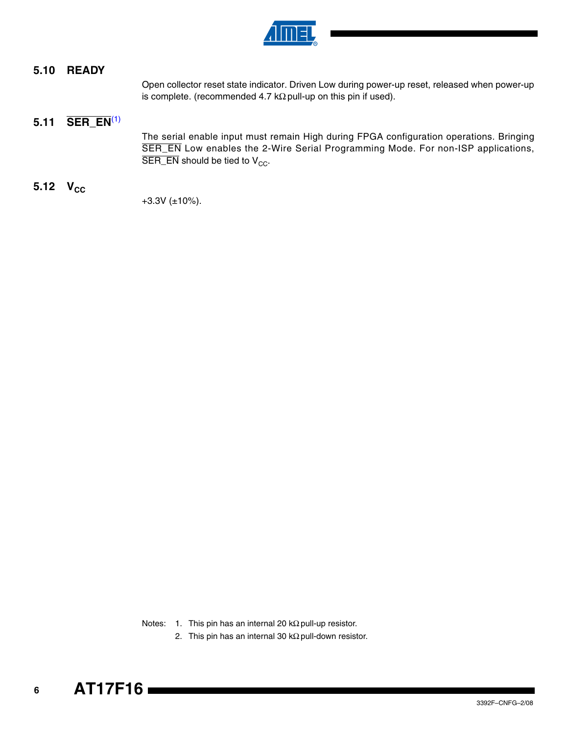### 5.10 READY

Open collector reset state indicator. Driven Low during power-up reset, released when power-up is complete. (recommended 4.7 kΩ pull-up on this pin if used).

### 5.11 $\overline{\text{SER\_EN}}$[1]

The serial enable input must remain High during FPGA configuration operations. Bringing $\overline{\text{SER\_EN}}$ Low enables the 2-Wire Serial Programming Mode. For non-ISP applications, $\overline{\text{SER\_EN}}$ should be tied to $V_{CC}$.

### 5.12 $V_{CC}$

+3.3V (±10%).

Notes: 1. This pin has an internal 20 kΩ pull-up resistor.
2. This pin has an internal 30 kΩ pull-down resistor.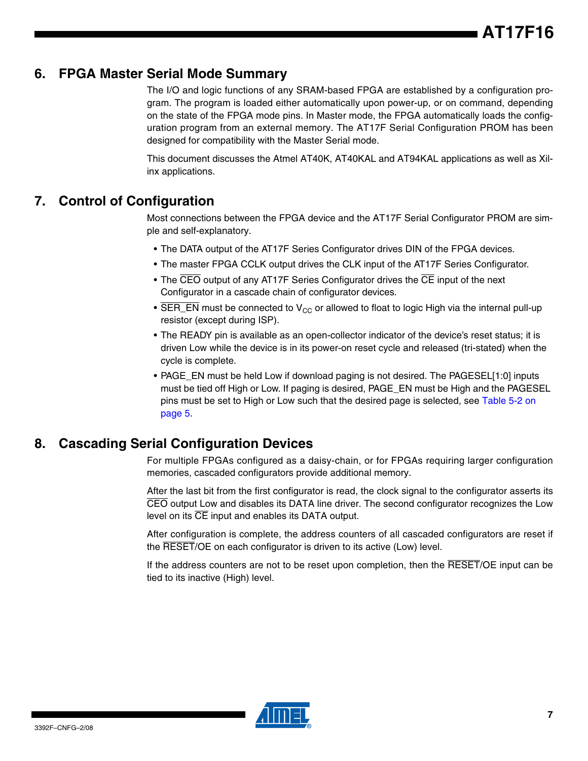## 6. FPGA Master Serial Mode Summary

The I/O and logic functions of any SRAM-based FPGA are established by a configuration program. The program is loaded either automatically upon power-up, or on command, depending on the state of the FPGA mode pins. In Master mode, the FPGA automatically loads the configuration program from an external memory. The AT17F Serial Configuration PROM has been designed for compatibility with the Master Serial mode.

This document discusses the Atmel AT40K, AT40KAL and AT94KAL applications as well as Xilinx applications.

## 7. Control of Configuration

Most connections between the FPGA device and the AT17F Serial Configurator PROM are simple and self-explanatory.

- The DATA output of the AT17F Series Configurator drives DIN of the FPGA devices.
- The master FPGA CCLK output drives the CLK input of the AT17F Series Configurator.
- The $\overline{\text{CEO}}$ output of any AT17F Series Configurator drives the $\overline{\text{CE}}$ input of the next Configurator in a cascade chain of configurator devices.
- $\overline{\text{SER\_EN}}$ must be connected to $V_{CC}$ or allowed to float to logic High via the internal pull-up resistor (except during ISP).
- The READY pin is available as an open-collector indicator of the device's reset status; it is driven Low while the device is in its power-on reset cycle and released (tri-stated) when the cycle is complete.
- PAGE_EN must be held Low if download paging is not desired. The PAGESEL[1:0] inputs must be tied off High or Low. If paging is desired, PAGE_EN must be High and the PAGESEL pins must be set to High or Low such that the desired page is selected, see Table 5-2 on page 5.

## 8. Cascading Serial Configuration Devices

For multiple FPGAs configured as a daisy-chain, or for FPGAs requiring larger configuration memories, cascaded configurators provide additional memory.

After the last bit from the first configurator is read, the clock signal to the configurator asserts its $\overline{\text{CEO}}$ output Low and disables its DATA line driver. The second configurator recognizes the Low level on its $\overline{\text{CE}}$ input and enables its DATA output.

After configuration is complete, the address counters of all cascaded configurators are reset if the $\overline{\text{RESET}}$/OE on each configurator is driven to its active (Low) level.

If the address counters are not to be reset upon completion, then the $\overline{\text{RESET}}$/OE input can be tied to its inactive (High) level.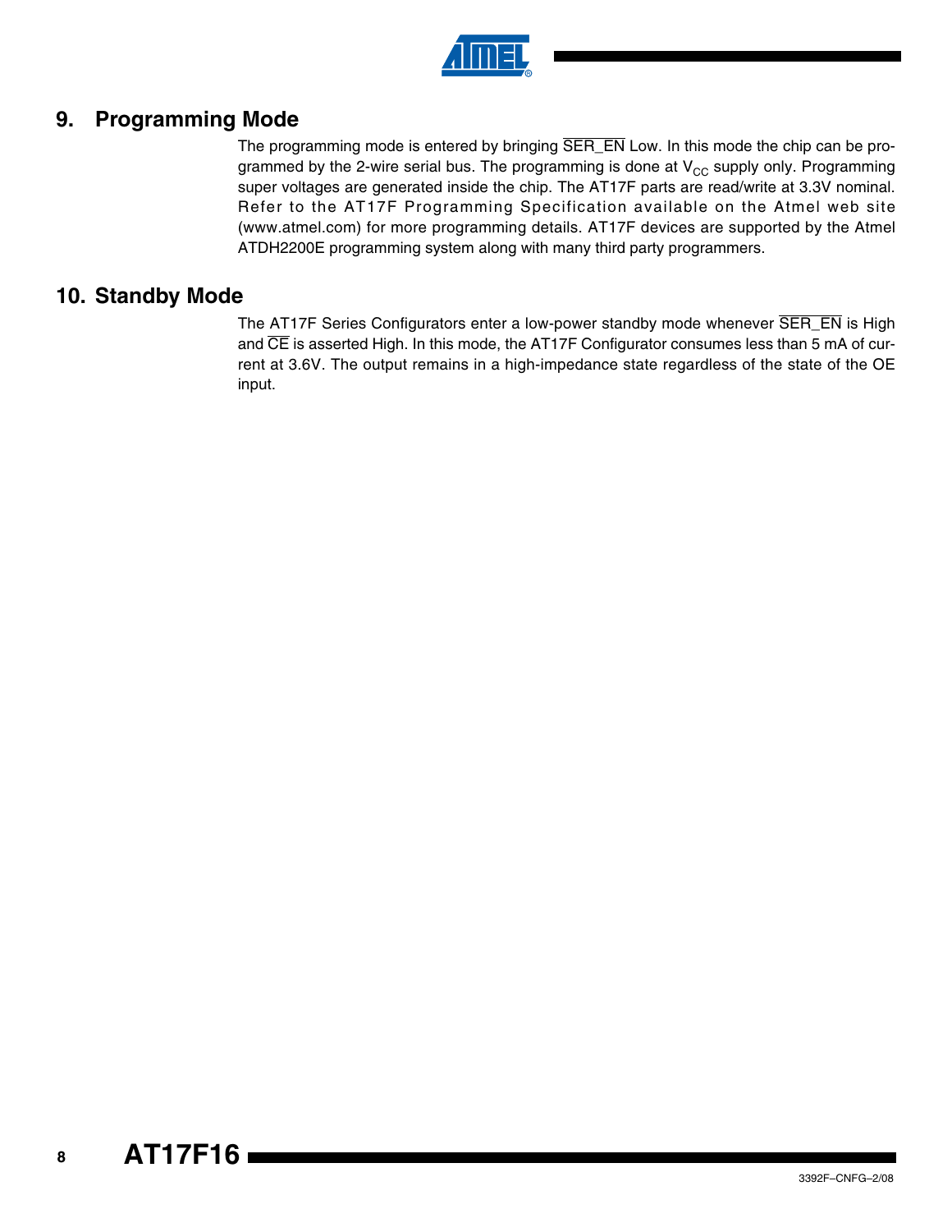## 9. Programming Mode

The programming mode is entered by bringing $\overline{\text{SER\_EN}}$ Low. In this mode the chip can be programmed by the 2-wire serial bus. The programming is done at $V_{CC}$ supply only. Programming super voltages are generated inside the chip. The AT17F parts are read/write at 3.3V nominal. Refer to the AT17F Programming Specification available on the Atmel web site (www.atmel.com) for more programming details. AT17F devices are supported by the Atmel ATDH2200E programming system along with many third party programmers.

## 10. Standby Mode

The AT17F Series Configurators enter a low-power standby mode whenever $\overline{\text{SER\_EN}}$ is High and $\overline{\text{CE}}$ is asserted High. In this mode, the AT17F Configurator consumes less than 5 mA of current at 3.6V. The output remains in a high-impedance state regardless of the state of the OE input.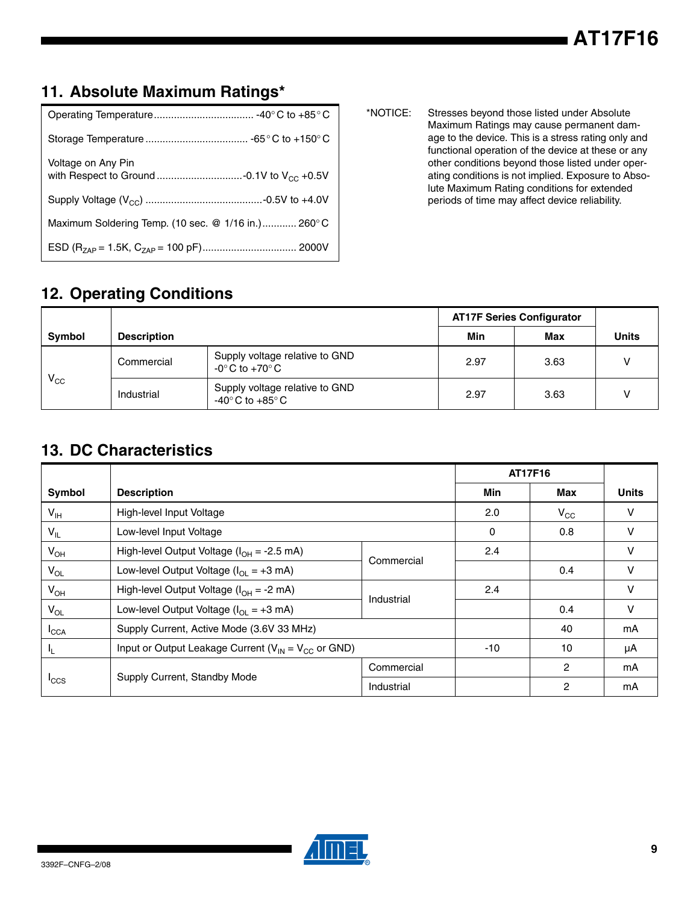## 11. Absolute Maximum Ratings*

| | |
|---|---|
| Operating Temperature | -40°C to +85°C |
| Storage Temperature | -65°C to +150°C |
| Voltage on Any Pin with Respect to Ground | -0.1V to $V_{CC}$ +0.5V |
| Supply Voltage ($V_{CC}$) | -0.5V to +4.0V |
| Maximum Soldering Temp. (10 sec. @ 1/16 in.) | 260°C |
| ESD ($R_{ZAP}$ = 1.5K, $C_{ZAP}$ = 100 pF) | 2000V |

*NOTICE: Stresses beyond those listed under Absolute Maximum Ratings may cause permanent damage to the device. This is a stress rating only and functional operation of the device at these or any other conditions beyond those listed under operating conditions is not implied. Exposure to Absolute Maximum Rating conditions for extended periods of time may affect device reliability.

## 12. Operating Conditions

| Symbol | Description | | AT17F Series Configurator | | Units |
|---|---|---|---|---|---|
| | | | Min | Max | |
| $V_{CC}$ | Commercial | Supply voltage relative to GND -0°C to +70°C | 2.97 | 3.63 | V |
| | Industrial | Supply voltage relative to GND -40°C to +85°C | 2.97 | 3.63 | V |

## 13. DC Characteristics

| Symbol | Description | | AT17F16 | | Units |
|---|---|---|---|---|---|
| | | | Min | Max | |
| $V_{IH}$ | High-level Input Voltage | | 2.0 | $V_{CC}$ | V |
| $V_{IL}$ | Low-level Input Voltage | | 0 | 0.8 | V |
| $V_{OH}$ | High-level Output Voltage ($I_{OH}$ = -2.5 mA) | Commercial | 2.4 | | V |
| $V_{OL}$ | Low-level Output Voltage ($I_{OL}$ = +3 mA) | | | 0.4 | V |
| $V_{OH}$ | High-level Output Voltage ($I_{OH}$ = -2 mA) | Industrial | 2.4 | | V |
| $V_{OL}$ | Low-level Output Voltage ($I_{OL}$ = +3 mA) | | | 0.4 | V |
| $I_{CCA}$ | Supply Current, Active Mode (3.6V 33 MHz) | | | 40 | mA |
| $I_L$ | Input or Output Leakage Current ($V_{IN}$ = $V_{CC}$ or GND) | | -10 | 10 | μA |
| $I_{CCS}$ | Supply Current, Standby Mode | Commercial | | 2 | mA |
| | | Industrial | | 2 | mA |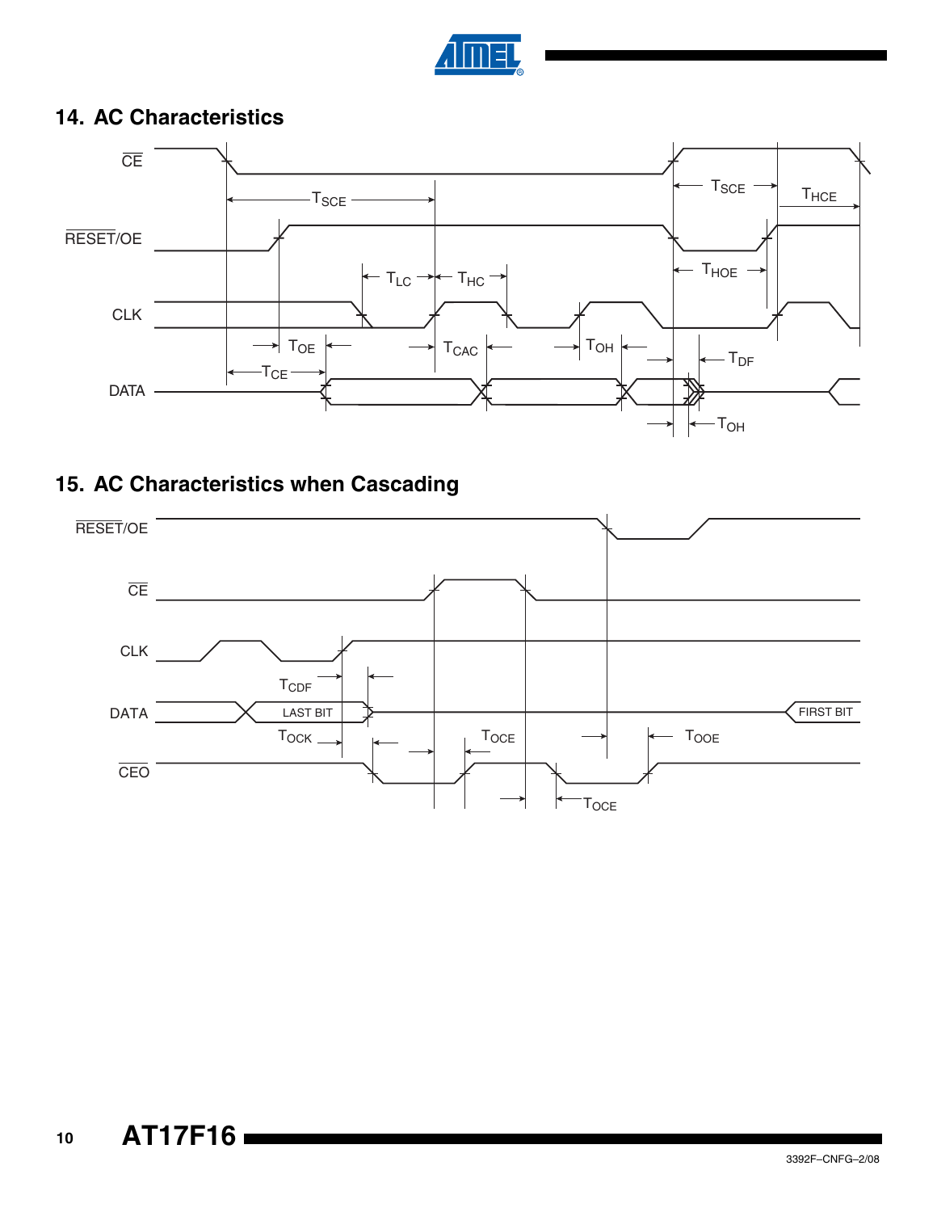## 14. AC Characteristics

CE

RESET/OE

CLK

DATA

$T_{SCE}$ $T_{SCE}$ $T_{HCE}$ $T_{LC}$ $T_{HC}$ $T_{HOE}$ $T_{OE}$ $T_{CAC}$ $T_{OH}$ $T_{DF}$ $T_{CE}$ $T_{OH}$

## 15. AC Characteristics when Cascading

RESET/OE

CE

CLK

DATA

CEO

$T_{CDF}$ LAST BIT FIRST BIT $T_{OCK}$ $T_{OCE}$ $T_{OOE}$ $T_{OCE}$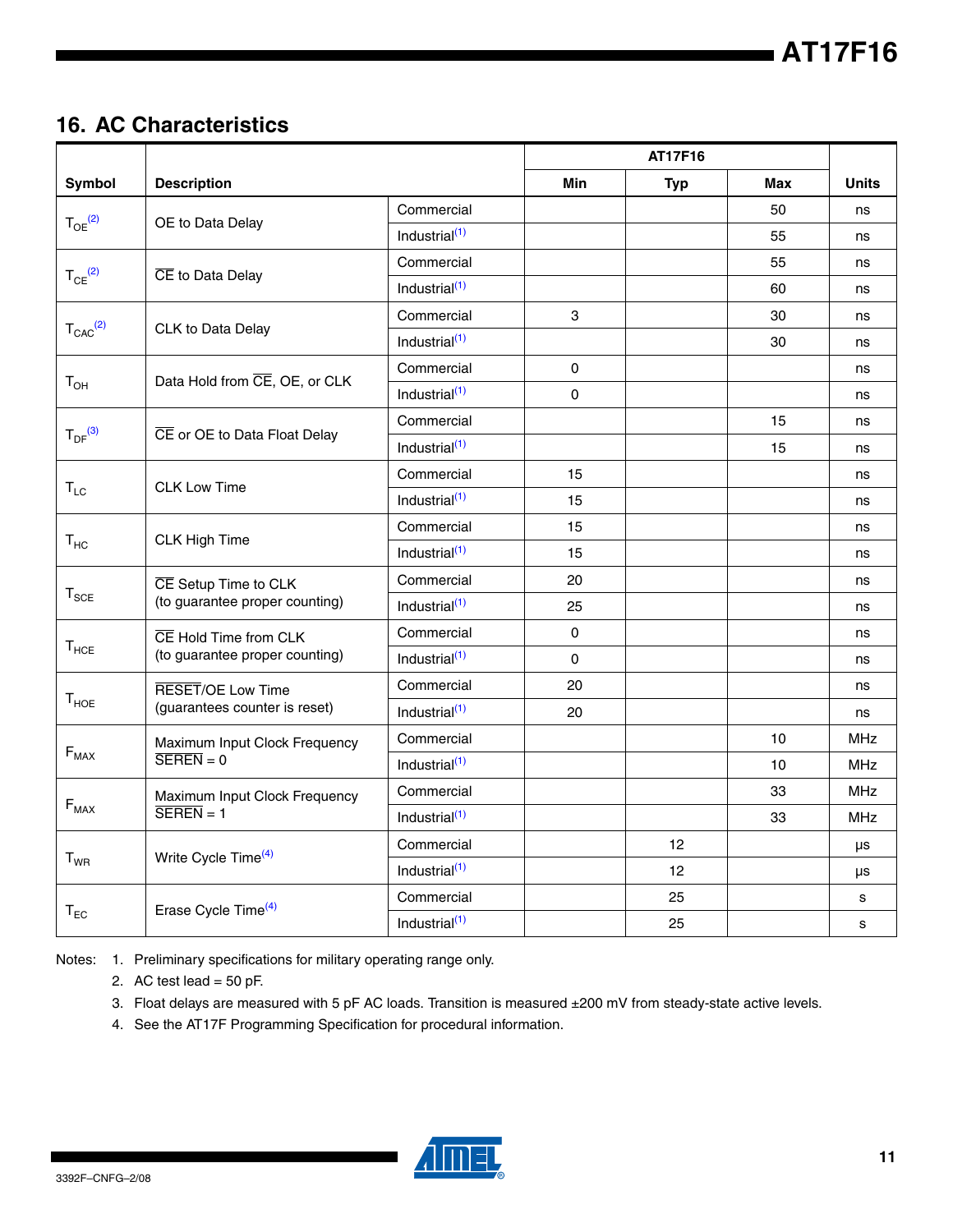## 16. AC Characteristics

| Symbol | Description | | AT17F16 Min | AT17F16 Typ | AT17F16 Max | Units |
|---|---|---|---|---|---|---|
| $T_{OE}$[2] | OE to Data Delay | Commercial | | | 50 | ns |
| | | Industrial[1] | | | 55 | ns |
| $T_{CE}$[2] | $\overline{CE}$ to Data Delay | Commercial | | | 55 | ns |
| | | Industrial[1] | | | 60 | ns |
| $T_{CAC}$[2] | CLK to Data Delay | Commercial | 3 | | 30 | ns |
| | | Industrial[1] | | | 30 | ns |
| $T_{OH}$ | Data Hold from $\overline{CE}$, OE, or CLK | Commercial | 0 | | | ns |
| | | Industrial[1] | 0 | | | ns |
| $T_{DF}$[3] | $\overline{CE}$ or OE to Data Float Delay | Commercial | | | 15 | ns |
| | | Industrial[1] | | | 15 | ns |
| $T_{LC}$ | CLK Low Time | Commercial | 15 | | | ns |
| | | Industrial[1] | 15 | | | ns |
| $T_{HC}$ | CLK High Time | Commercial | 15 | | | ns |
| | | Industrial[1] | 15 | | | ns |
| $T_{SCE}$ | $\overline{CE}$ Setup Time to CLK (to guarantee proper counting) | Commercial | 20 | | | ns |
| | | Industrial[1] | 25 | | | ns |
| $T_{HCE}$ | $\overline{CE}$ Hold Time from CLK (to guarantee proper counting) | Commercial | 0 | | | ns |
| | | Industrial[1] | 0 | | | ns |
| $T_{HOE}$ | $\overline{RESET}$/OE Low Time (guarantees counter is reset) | Commercial | 20 | | | ns |
| | | Industrial[1] | 20 | | | ns |
| $F_{MAX}$ | Maximum Input Clock Frequency $\overline{SEREN}$ = 0 | Commercial | | | 10 | MHz |
| | | Industrial[1] | | | 10 | MHz |
| $F_{MAX}$ | Maximum Input Clock Frequency $\overline{SEREN}$ = 1 | Commercial | | | 33 | MHz |
| | | Industrial[1] | | | 33 | MHz |
| $T_{WR}$ | Write Cycle Time[4] | Commercial | | 12 | | µs |
| | | Industrial[1] | | 12 | | µs |
| $T_{EC}$ | Erase Cycle Time[4] | Commercial | | 25 | | s |
| | | Industrial[1] | | 25 | | s |

Notes:
1. Preliminary specifications for military operating range only.
2. AC test lead = 50 pF.
3. Float delays are measured with 5 pF AC loads. Transition is measured ±200 mV from steady-state active levels.
4. See the AT17F Programming Specification for procedural information.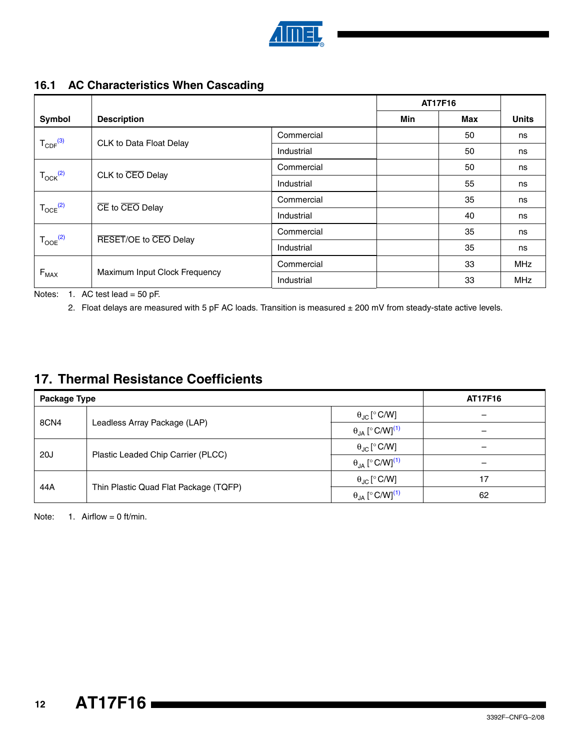## 16.1 AC Characteristics When Cascading

| Symbol | Description | | AT17F16 | | Units |
|---|---|---|---|---|---|
| | | | Min | Max | |
| $T_{CDF}$[3] | CLK to Data Float Delay | Commercial | | 50 | ns |
| | | Industrial | | 50 | ns |
| $T_{OCK}$[2] | CLK to $\overline{CEO}$ Delay | Commercial | | 50 | ns |
| | | Industrial | | 55 | ns |
| $T_{OCE}$[2] | $\overline{CE}$ to $\overline{CEO}$ Delay | Commercial | | 35 | ns |
| | | Industrial | | 40 | ns |
| $T_{OOE}$[2] | $\overline{RESET}$/OE to $\overline{CEO}$ Delay | Commercial | | 35 | ns |
| | | Industrial | | 35 | ns |
| $F_{MAX}$ | Maximum Input Clock Frequency | Commercial | | 33 | MHz |
| | | Industrial | | 33 | MHz |

Notes: 1. AC test lead = 50 pF.

2. Float delays are measured with 5 pF AC loads. Transition is measured ± 200 mV from steady-state active levels.

# 17. Thermal Resistance Coefficients

| Package Type | | | AT17F16 |
|---|---|---|---|
| 8CN4 | Leadless Array Package (LAP) | $\theta_{JC}$ [° C/W] | – |
| | | $\theta_{JA}$ [° C/W][1] | – |
| 20J | Plastic Leaded Chip Carrier (PLCC) | $\theta_{JC}$ [° C/W] | – |
| | | $\theta_{JA}$ [° C/W][1] | – |
| 44A | Thin Plastic Quad Flat Package (TQFP) | $\theta_{JC}$ [° C/W] | 17 |
| | | $\theta_{JA}$ [° C/W][1] | 62 |

Note: 1. Airflow = 0 ft/min.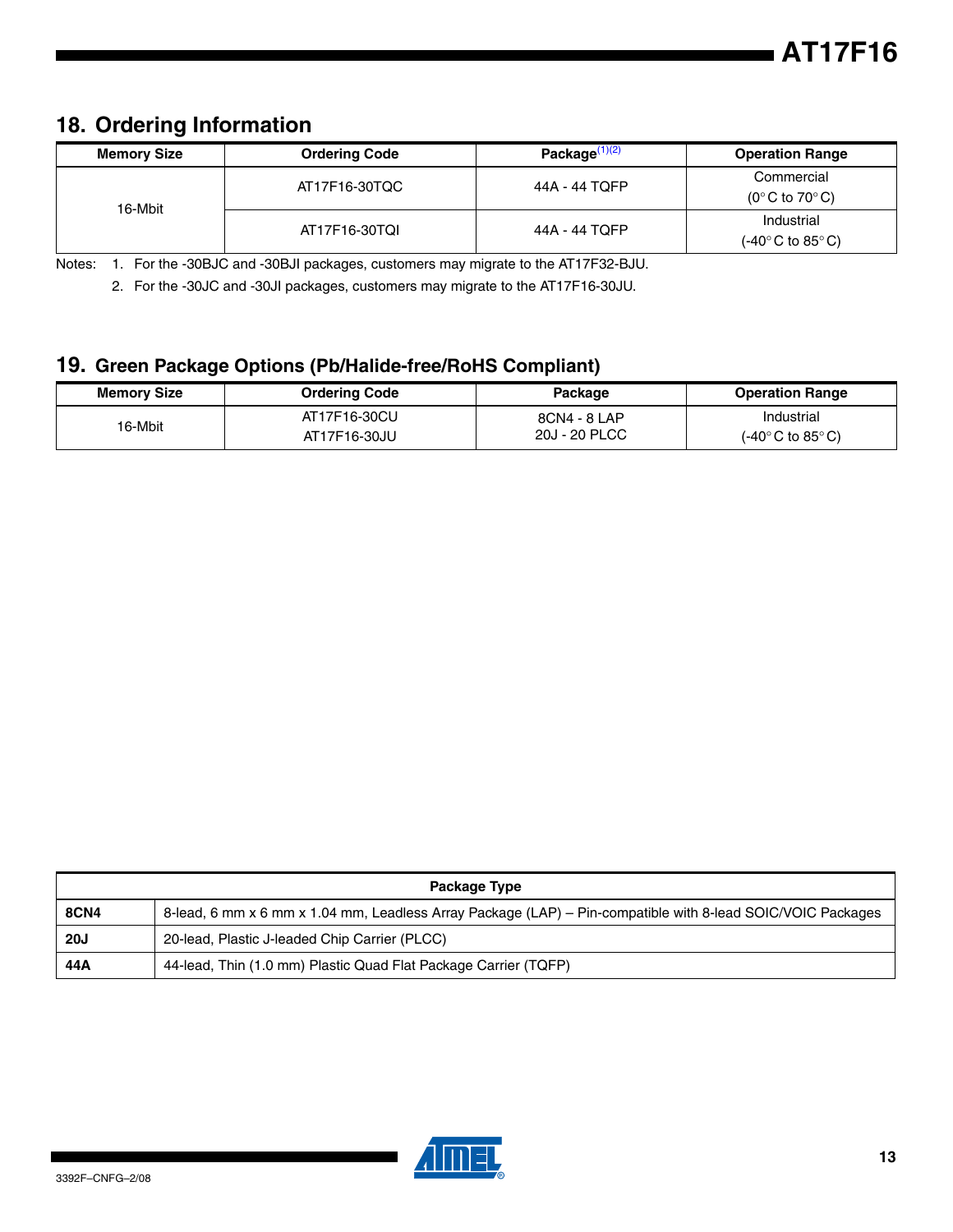## 18. Ordering Information

| Memory Size | Ordering Code | Package[(1)(2)] | Operation Range |
|---|---|---|---|
| 16-Mbit | AT17F16-30TQC | 44A - 44 TQFP | Commercial (0° C to 70° C) |
| | AT17F16-30TQI | 44A - 44 TQFP | Industrial (-40° C to 85° C) |

Notes: 1. For the -30BJC and -30BJI packages, customers may migrate to the AT17F32-BJU.

2. For the -30JC and -30JI packages, customers may migrate to the AT17F16-30JU.

## 19. Green Package Options (Pb/Halide-free/RoHS Compliant)

| Memory Size | Ordering Code | Package | Operation Range |
|---|---|---|---|
| 16-Mbit | AT17F16-30CU<br>AT17F16-30JU | 8CN4 - 8 LAP<br>20J - 20 PLCC | Industrial (-40° C to 85° C) |

| Package Type | |
|---|---|
| **8CN4** | 8-lead, 6 mm x 6 mm x 1.04 mm, Leadless Array Package (LAP) – Pin-compatible with 8-lead SOIC/VOIC Packages |
| **20J** | 20-lead, Plastic J-leaded Chip Carrier (PLCC) |
| **44A** | 44-lead, Thin (1.0 mm) Plastic Quad Flat Package Carrier (TQFP) |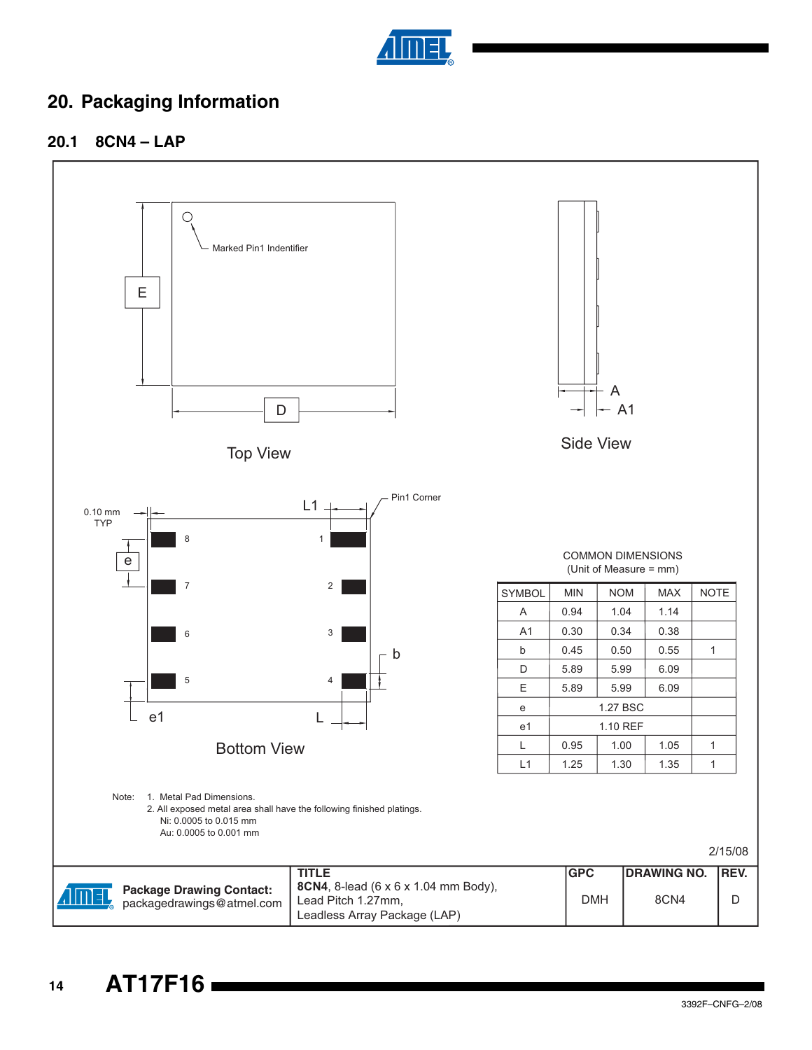# 20. Packaging Information

## 20.1 8CN4 – LAP

Marked Pin1 Indentifier

E

D

Top View

A

A1

Side View

0.10 mm TYP

L1

Pin1 Corner

e

b

e1

L

Bottom View

COMMON DIMENSIONS
(Unit of Measure = mm)

| SYMBOL | MIN | NOM | MAX | NOTE |
|---|---|---|---|---|
| A | 0.94 | 1.04 | 1.14 | |
| A1 | 0.30 | 0.34 | 0.38 | |
| b | 0.45 | 0.50 | 0.55 | 1 |
| D | 5.89 | 5.99 | 6.09 | |
| E | 5.89 | 5.99 | 6.09 | |
| e | | 1.27 BSC | | |
| e1 | | 1.10 REF | | |
| L | 0.95 | 1.00 | 1.05 | 1 |
| L1 | 1.25 | 1.30 | 1.35 | 1 |

Note: 1. Metal Pad Dimensions.
2. All exposed metal area shall have the following finished platings.
Ni: 0.0005 to 0.015 mm
Au: 0.0005 to 0.001 mm

2/15/08

| Package Drawing Contact: packagedrawings@atmel.com | TITLE **8CN4**, 8-lead (6 x 6 x 1.04 mm Body), Lead Pitch 1.27mm, Leadless Array Package (LAP) | GPC DMH | DRAWING NO. 8CN4 | REV. D |
|---|---|---|---|---|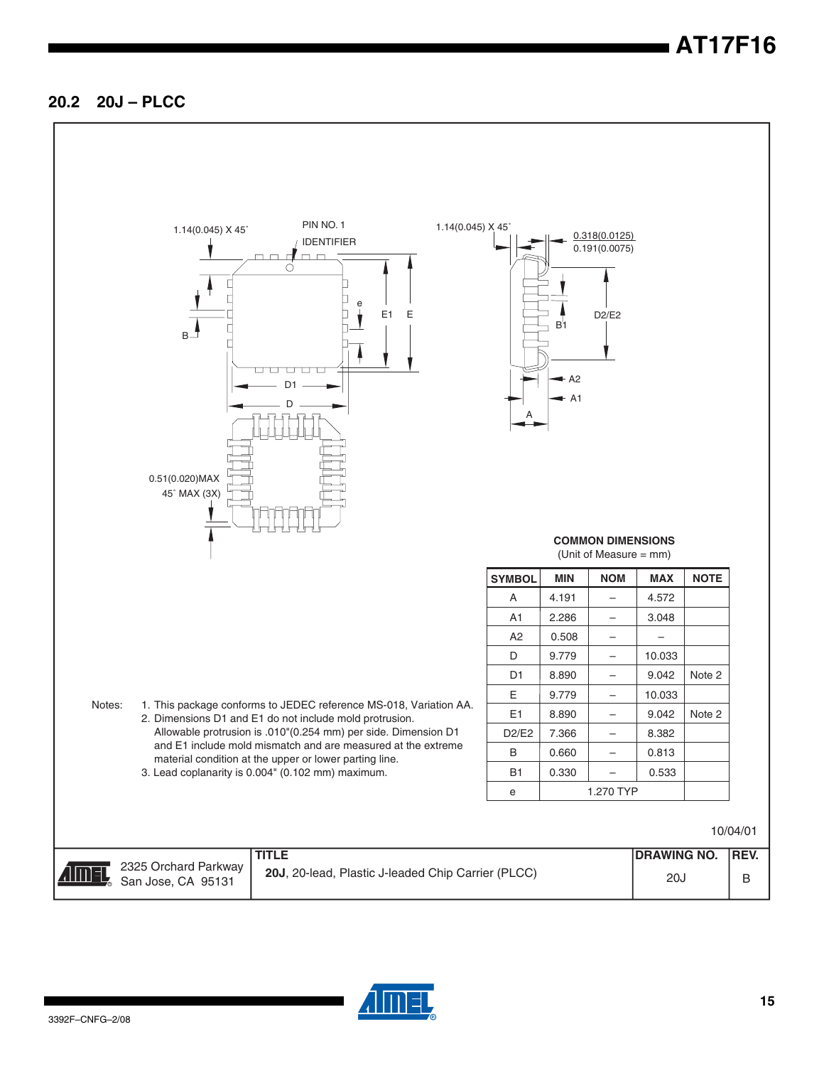## 20.2 20J – PLCC

1.14(0.045) X 45˚

PIN NO. 1
IDENTIFIER

1.14(0.045) X 45˚

0.318(0.0125)
0.191(0.0075)

0.51(0.020)MAX
45˚ MAX (3X)

**COMMON DIMENSIONS**
(Unit of Measure = mm)

| SYMBOL | MIN | NOM | MAX | NOTE |
|---|---|---|---|---|
| A | 4.191 | – | 4.572 | |
| A1 | 2.286 | – | 3.048 | |
| A2 | 0.508 | – | – | |
| D | 9.779 | – | 10.033 | |
| D1 | 8.890 | – | 9.042 | Note 2 |
| E | 9.779 | – | 10.033 | |
| E1 | 8.890 | – | 9.042 | Note 2 |
| D2/E2 | 7.366 | – | 8.382 | |
| B | 0.660 | – | 0.813 | |
| B1 | 0.330 | – | 0.533 | |
| e | 1.270 TYP | | | |

Notes:
1. This package conforms to JEDEC reference MS-018, Variation AA.
2. Dimensions D1 and E1 do not include mold protrusion. Allowable protrusion is .010"(0.254 mm) per side. Dimension D1 and E1 include mold mismatch and are measured at the extreme material condition at the upper or lower parting line.
3. Lead coplanarity is 0.004" (0.102 mm) maximum.

10/04/01

| | TITLE | DRAWING NO. | REV. |
|---|---|---|---|
| 2325 Orchard Parkway San Jose, CA 95131 | **20J**, 20-lead, Plastic J-leaded Chip Carrier (PLCC) | 20J | B |

3392F–CNFG–2/08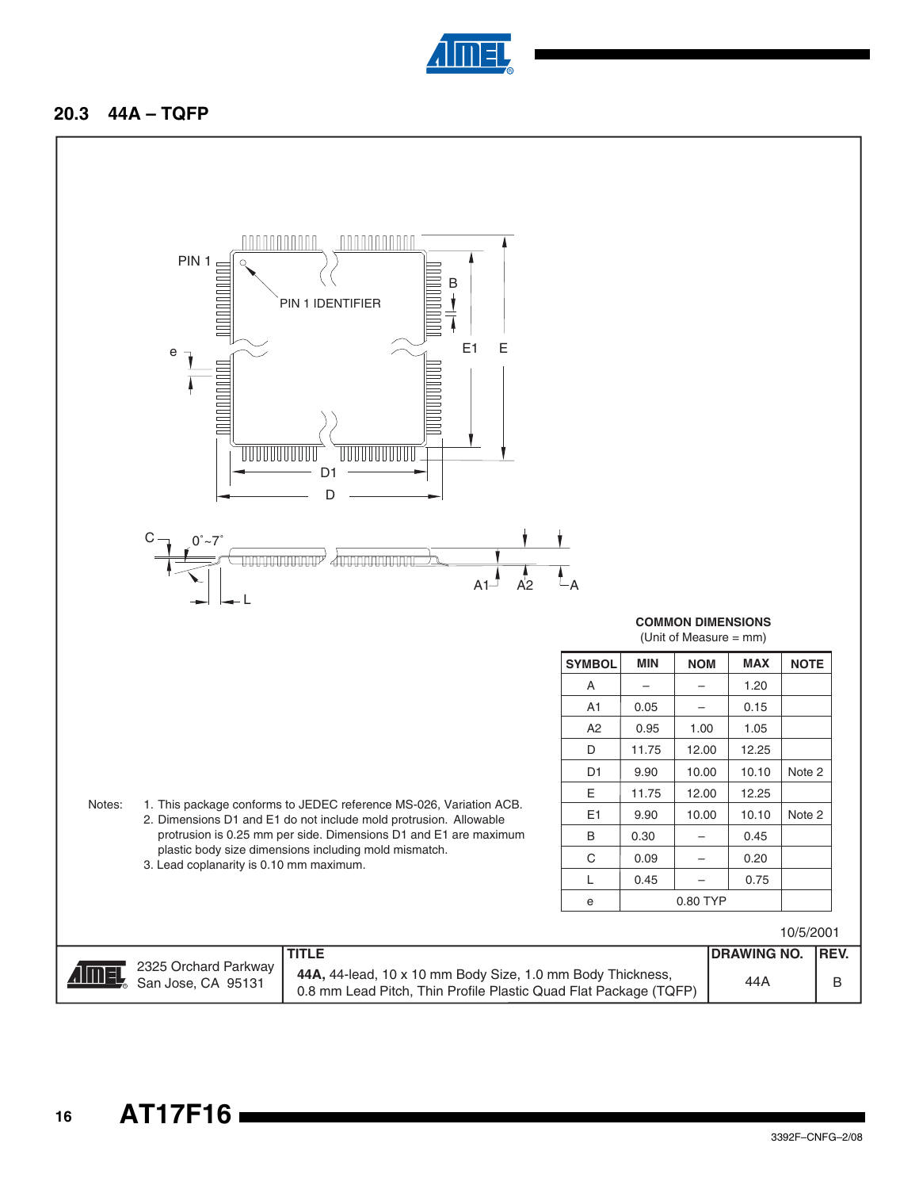### 20.3 44A – TQFP

PIN 1

PIN 1 IDENTIFIER

e

B

E1 E

D1

D

C 0˚~7˚

L

A1 A2 A

**COMMON DIMENSIONS**
(Unit of Measure = mm)

| SYMBOL | MIN | NOM | MAX | NOTE |
|---|---|---|---|---|
| A | – | – | 1.20 | |
| A1 | 0.05 | – | 0.15 | |
| A2 | 0.95 | 1.00 | 1.05 | |
| D | 11.75 | 12.00 | 12.25 | |
| D1 | 9.90 | 10.00 | 10.10 | Note 2 |
| E | 11.75 | 12.00 | 12.25 | |
| E1 | 9.90 | 10.00 | 10.10 | Note 2 |
| B | 0.30 | – | 0.45 | |
| C | 0.09 | – | 0.20 | |
| L | 0.45 | – | 0.75 | |
| e | | 0.80 TYP | | |

Notes:
1. This package conforms to JEDEC reference MS-026, Variation ACB.
2. Dimensions D1 and E1 do not include mold protrusion. Allowable protrusion is 0.25 mm per side. Dimensions D1 and E1 are maximum plastic body size dimensions including mold mismatch.
3. Lead coplanarity is 0.10 mm maximum.

10/5/2001

| | TITLE | DRAWING NO. | REV. |
|---|---|---|---|
| 2325 Orchard Parkway San Jose, CA 95131 | **44A,** 44-lead, 10 x 10 mm Body Size, 1.0 mm Body Thickness, 0.8 mm Lead Pitch, Thin Profile Plastic Quad Flat Package (TQFP) | 44A | B |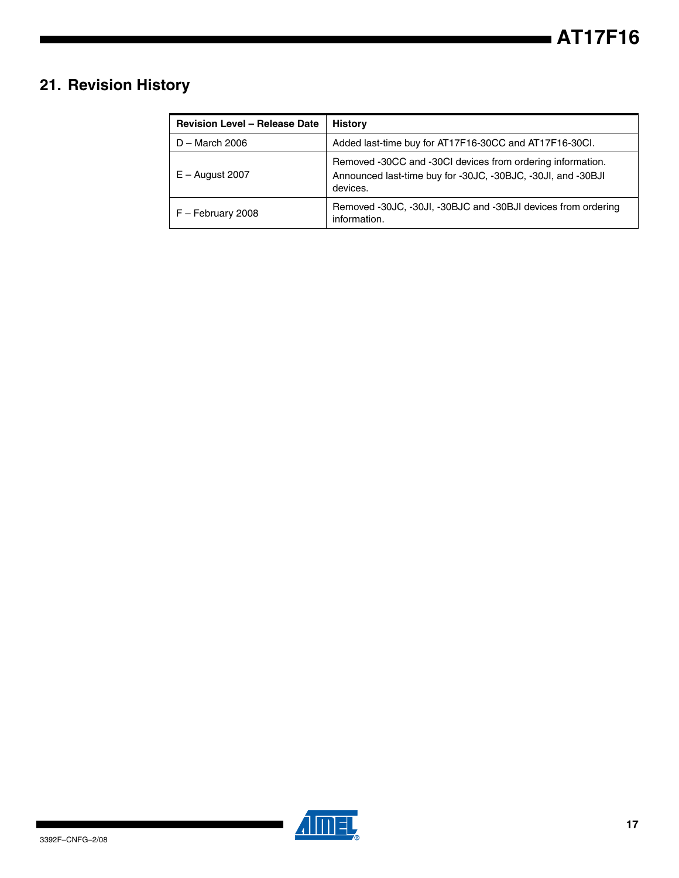## 21. Revision History

| Revision Level – Release Date | History |
|---|---|
| D – March 2006 | Added last-time buy for AT17F16-30CC and AT17F16-30CI. |
| E – August 2007 | Removed -30CC and -30CI devices from ordering information.<br>Announced last-time buy for -30JC, -30BJC, -30JI, and -30BJI devices. |
| F – February 2008 | Removed -30JC, -30JI, -30BJC and -30BJI devices from ordering information. |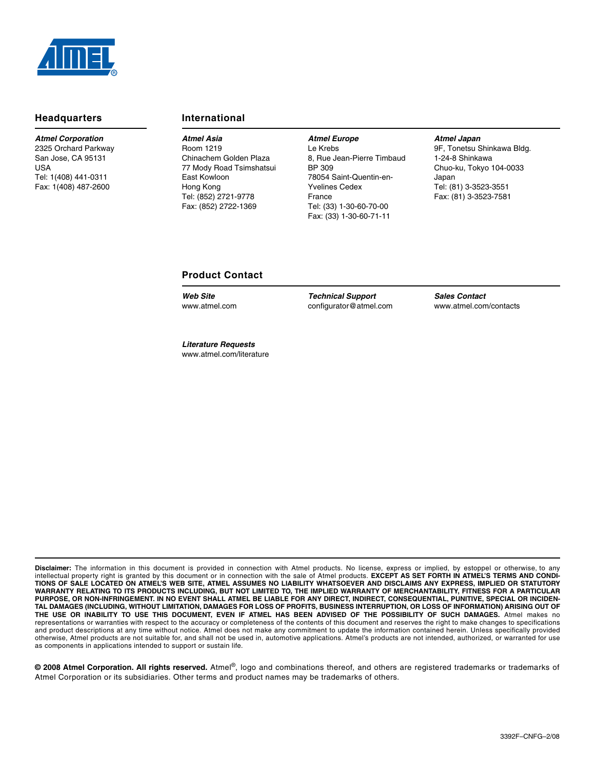## Headquarters

***Atmel Corporation***
2325 Orchard Parkway
San Jose, CA 95131
USA
Tel: 1(408) 441-0311
Fax: 1(408) 487-2600

## International

***Atmel Asia***
Room 1219
Chinachem Golden Plaza
77 Mody Road Tsimshatsui
East Kowloon
Hong Kong
Tel: (852) 2721-9778
Fax: (852) 2722-1369

***Atmel Europe***
Le Krebs
8, Rue Jean-Pierre Timbaud
BP 309
78054 Saint-Quentin-en-Yvelines Cedex
France
Tel: (33) 1-30-60-70-00
Fax: (33) 1-30-60-71-11

***Atmel Japan***
9F, Tonetsu Shinkawa Bldg.
1-24-8 Shinkawa
Chuo-ku, Tokyo 104-0033
Japan
Tel: (81) 3-3523-3551
Fax: (81) 3-3523-7581

## Product Contact

***Web Site***
www.atmel.com

***Technical Support***
configurator@atmel.com

***Sales Contact***
www.atmel.com/contacts

***Literature Requests***
www.atmel.com/literature

**Disclaimer:** The information in this document is provided in connection with Atmel products. No license, express or implied, by estoppel or otherwise, to any intellectual property right is granted by this document or in connection with the sale of Atmel products. **EXCEPT AS SET FORTH IN ATMEL'S TERMS AND CONDITIONS OF SALE LOCATED ON ATMEL'S WEB SITE, ATMEL ASSUMES NO LIABILITY WHATSOEVER AND DISCLAIMS ANY EXPRESS, IMPLIED OR STATUTORY WARRANTY RELATING TO ITS PRODUCTS INCLUDING, BUT NOT LIMITED TO, THE IMPLIED WARRANTY OF MERCHANTABILITY, FITNESS FOR A PARTICULAR PURPOSE, OR NON-INFRINGEMENT. IN NO EVENT SHALL ATMEL BE LIABLE FOR ANY DIRECT, INDIRECT, CONSEQUENTIAL, PUNITIVE, SPECIAL OR INCIDENTAL DAMAGES (INCLUDING, WITHOUT LIMITATION, DAMAGES FOR LOSS OF PROFITS, BUSINESS INTERRUPTION, OR LOSS OF INFORMATION) ARISING OUT OF THE USE OR INABILITY TO USE THIS DOCUMENT, EVEN IF ATMEL HAS BEEN ADVISED OF THE POSSIBILITY OF SUCH DAMAGES.** Atmel makes no representations or warranties with respect to the accuracy or completeness of the contents of this document and reserves the right to make changes to specifications and product descriptions at any time without notice. Atmel does not make any commitment to update the information contained herein. Unless specifically provided otherwise, Atmel products are not suitable for, and shall not be used in, automotive applications. Atmel's products are not intended, authorized, or warranted for use as components in applications intended to support or sustain life.

**© 2008 Atmel Corporation. All rights reserved.** Atmel®, logo and combinations thereof, and others are registered trademarks or trademarks of Atmel Corporation or its subsidiaries. Other terms and product names may be trademarks of others.

3392F–CNFG–2/08